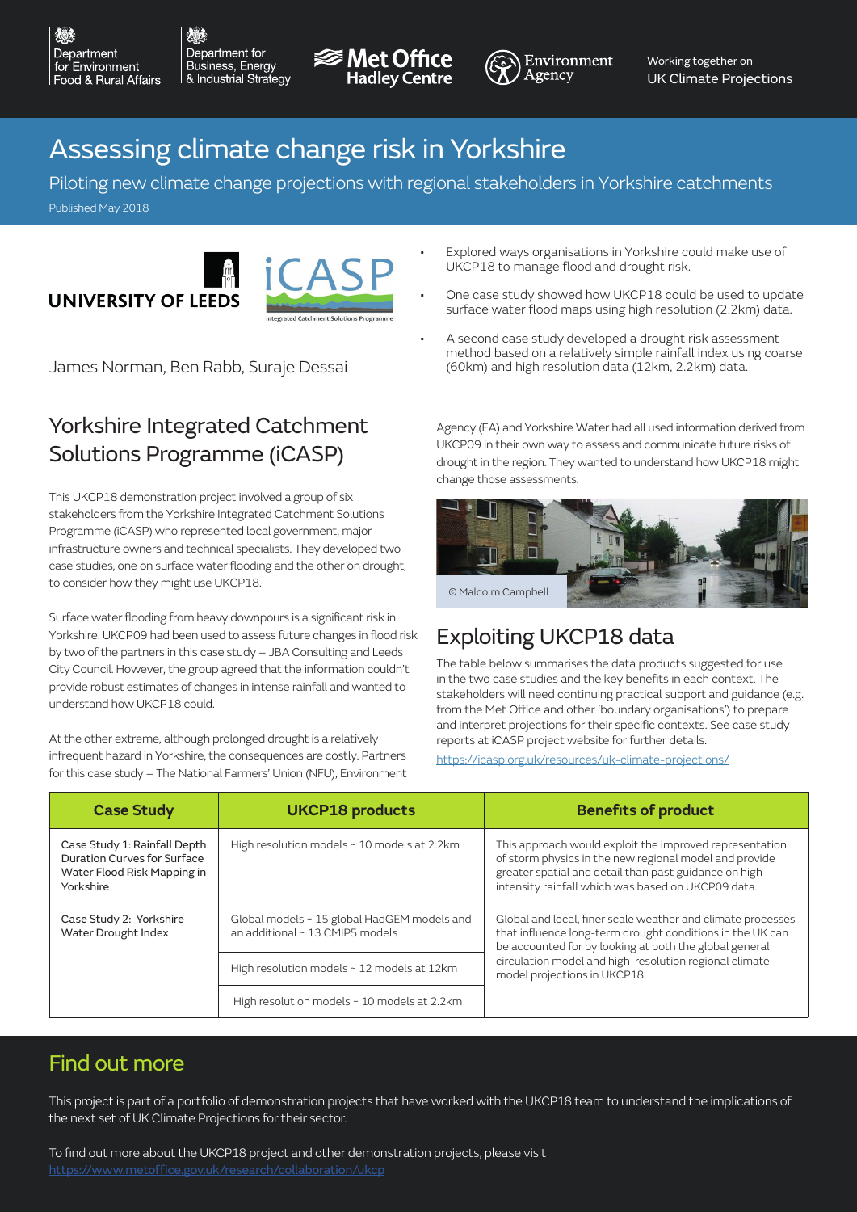Department for Environment Food & Rural Affairs | Department for Business, Energy & Industrial Strategy | Met Office Hadley Centre | Environment Agency | Working together on UK Climate Projections

# Assessing climate change risk in Yorkshire

Piloting new climate change projections with regional stakeholders in Yorkshire catchments

Published May 2018

UNIVERSITY OF LEEDS | iCASP Integrated Catchment Solutions Programme

James Norman, Ben Rabb, Suraje Dessai

- Explored ways organisations in Yorkshire could make use of UKCP18 to manage flood and drought risk.
- One case study showed how UKCP18 could be used to update surface water flood maps using high resolution (2.2km) data.
- A second case study developed a drought risk assessment method based on a relatively simple rainfall index using coarse (60km) and high resolution data (12km, 2.2km) data.

## Yorkshire Integrated Catchment Solutions Programme (iCASP)

This UKCP18 demonstration project involved a group of six stakeholders from the Yorkshire Integrated Catchment Solutions Programme (iCASP) who represented local government, major infrastructure owners and technical specialists. They developed two case studies, one on surface water flooding and the other on drought, to consider how they might use UKCP18.

Surface water flooding from heavy downpours is a significant risk in Yorkshire. UKCP09 had been used to assess future changes in flood risk by two of the partners in this case study – JBA Consulting and Leeds City Council. However, the group agreed that the information couldn't provide robust estimates of changes in intense rainfall and wanted to understand how UKCP18 could.

At the other extreme, although prolonged drought is a relatively infrequent hazard in Yorkshire, the consequences are costly. Partners for this case study – The National Farmers' Union (NFU), Environment Agency (EA) and Yorkshire Water had all used information derived from UKCP09 in their own way to assess and communicate future risks of drought in the region. They wanted to understand how UKCP18 might change those assessments.

© Malcolm Campbell

## Exploiting UKCP18 data

The table below summarises the data products suggested for use in the two case studies and the key benefits in each context. The stakeholders will need continuing practical support and guidance (e.g. from the Met Office and other 'boundary organisations') to prepare and interpret projections for their specific contexts. See case study reports at iCASP project website for further details.

https://icasp.org.uk/resources/uk-climate-projections/

| Case Study | UKCP18 products | Benefits of product |
|---|---|---|
| Case Study 1: Rainfall Depth Duration Curves for Surface Water Flood Risk Mapping in Yorkshire | High resolution models ~ 10 models at 2.2km | This approach would exploit the improved representation of storm physics in the new regional model and provide greater spatial and detail than past guidance on high-intensity rainfall which was based on UKCP09 data. |
| Case Study 2: Yorkshire Water Drought Index | Global models ~ 15 global HadGEM models and an additional ~ 13 CMIP5 models | Global and local, finer scale weather and climate processes that influence long-term drought conditions in the UK can be accounted for by looking at both the global general circulation model and high-resolution regional climate model projections in UKCP18. |
| | High resolution models ~ 12 models at 12km | |
| | High resolution models ~ 10 models at 2.2km | |

## Find out more

This project is part of a portfolio of demonstration projects that have worked with the UKCP18 team to understand the implications of the next set of UK Climate Projections for their sector.

To find out more about the UKCP18 project and other demonstration projects, please visit https://www.metoffice.gov.uk/research/collaboration/ukcp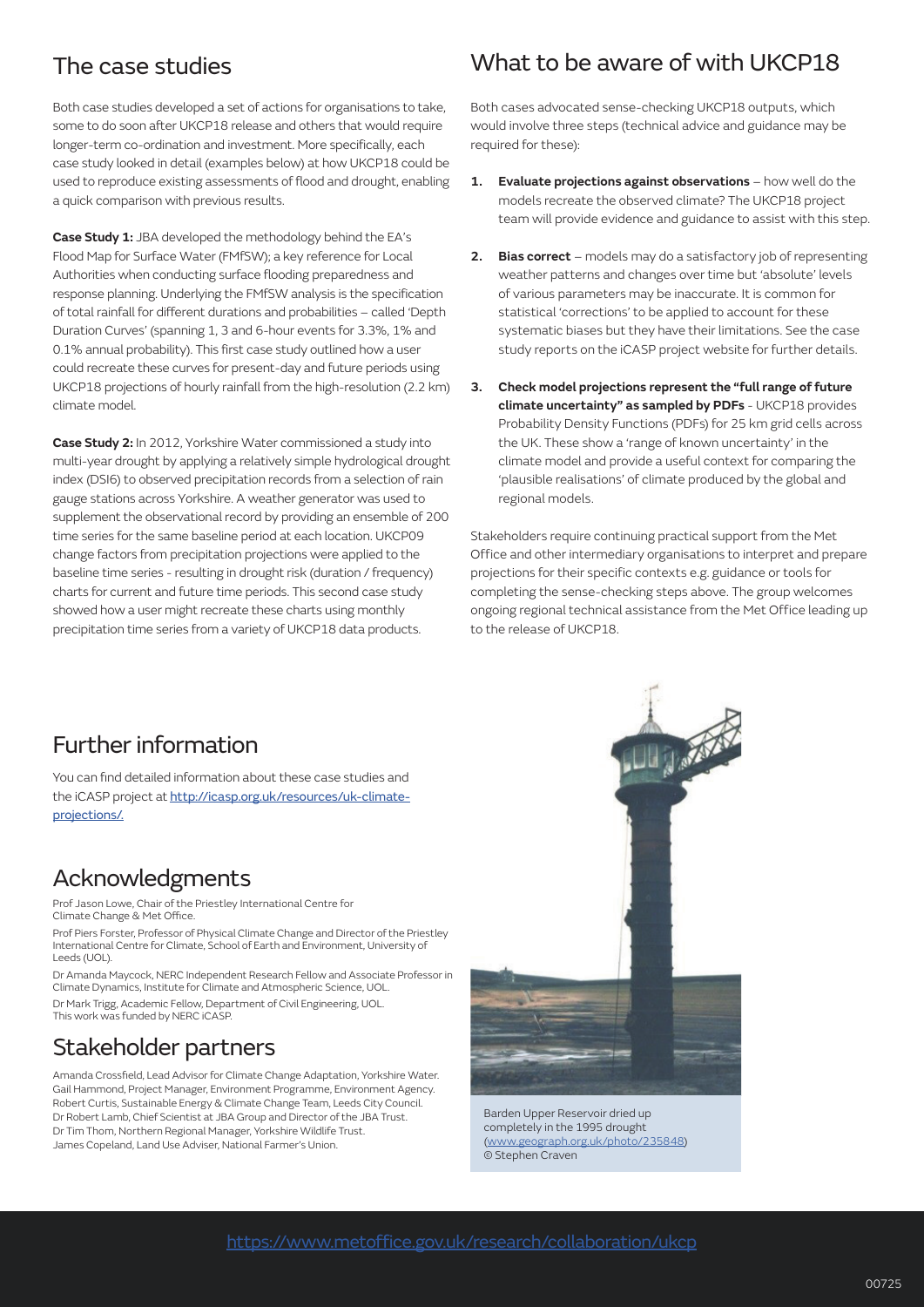## The case studies

Both case studies developed a set of actions for organisations to take, some to do soon after UKCP18 release and others that would require longer-term co-ordination and investment. More specifically, each case study looked in detail (examples below) at how UKCP18 could be used to reproduce existing assessments of flood and drought, enabling a quick comparison with previous results.

**Case Study 1:** JBA developed the methodology behind the EA's Flood Map for Surface Water (FMfSW); a key reference for Local Authorities when conducting surface flooding preparedness and response planning. Underlying the FMfSW analysis is the specification of total rainfall for different durations and probabilities – called 'Depth Duration Curves' (spanning 1, 3 and 6-hour events for 3.3%, 1% and 0.1% annual probability). This first case study outlined how a user could recreate these curves for present-day and future periods using UKCP18 projections of hourly rainfall from the high-resolution (2.2 km) climate model.

**Case Study 2:** In 2012, Yorkshire Water commissioned a study into multi-year drought by applying a relatively simple hydrological drought index (DSI6) to observed precipitation records from a selection of rain gauge stations across Yorkshire. A weather generator was used to supplement the observational record by providing an ensemble of 200 time series for the same baseline period at each location. UKCP09 change factors from precipitation projections were applied to the baseline time series - resulting in drought risk (duration / frequency) charts for current and future time periods. This second case study showed how a user might recreate these charts using monthly precipitation time series from a variety of UKCP18 data products.

## What to be aware of with UKCP18

Both cases advocated sense-checking UKCP18 outputs, which would involve three steps (technical advice and guidance may be required for these):

1. **Evaluate projections against observations** – how well do the models recreate the observed climate? The UKCP18 project team will provide evidence and guidance to assist with this step.
2. **Bias correct** – models may do a satisfactory job of representing weather patterns and changes over time but 'absolute' levels of various parameters may be inaccurate. It is common for statistical 'corrections' to be applied to account for these systematic biases but they have their limitations. See the case study reports on the iCASP project website for further details.
3. **Check model projections represent the "full range of future climate uncertainty" as sampled by PDFs** - UKCP18 provides Probability Density Functions (PDFs) for 25 km grid cells across the UK. These show a 'range of known uncertainty' in the climate model and provide a useful context for comparing the 'plausible realisations' of climate produced by the global and regional models.

Stakeholders require continuing practical support from the Met Office and other intermediary organisations to interpret and prepare projections for their specific contexts e.g. guidance or tools for completing the sense-checking steps above. The group welcomes ongoing regional technical assistance from the Met Office leading up to the release of UKCP18.

## Further information

You can find detailed information about these case studies and the iCASP project at [http://icasp.org.uk/resources/uk-climate-projections/.](http://icasp.org.uk/resources/uk-climate-projections/)

## Acknowledgments

Prof Jason Lowe, Chair of the Priestley International Centre for Climate Change & Met Office.

Prof Piers Forster, Professor of Physical Climate Change and Director of the Priestley International Centre for Climate, School of Earth and Environment, University of Leeds (UOL).

Dr Amanda Maycock, NERC Independent Research Fellow and Associate Professor in Climate Dynamics, Institute for Climate and Atmospheric Science, UOL.

Dr Mark Trigg, Academic Fellow, Department of Civil Engineering, UOL.
This work was funded by NERC iCASP.

## Stakeholder partners

Amanda Crossfield, Lead Advisor for Climate Change Adaptation, Yorkshire Water.
Gail Hammond, Project Manager, Environment Programme, Environment Agency.
Robert Curtis, Sustainable Energy & Climate Change Team, Leeds City Council.
Dr Robert Lamb, Chief Scientist at JBA Group and Director of the JBA Trust.
Dr Tim Thom, Northern Regional Manager, Yorkshire Wildlife Trust.
James Copeland, Land Use Adviser, National Farmer's Union.

Barden Upper Reservoir dried up completely in the 1995 drought ([www.geograph.org.uk/photo/235848](http://www.geograph.org.uk/photo/235848)) © Stephen Craven

[https://www.metoffice.gov.uk/research/collaboration/ukcp](https://www.metoffice.gov.uk/research/collaboration/ukcp)

00725